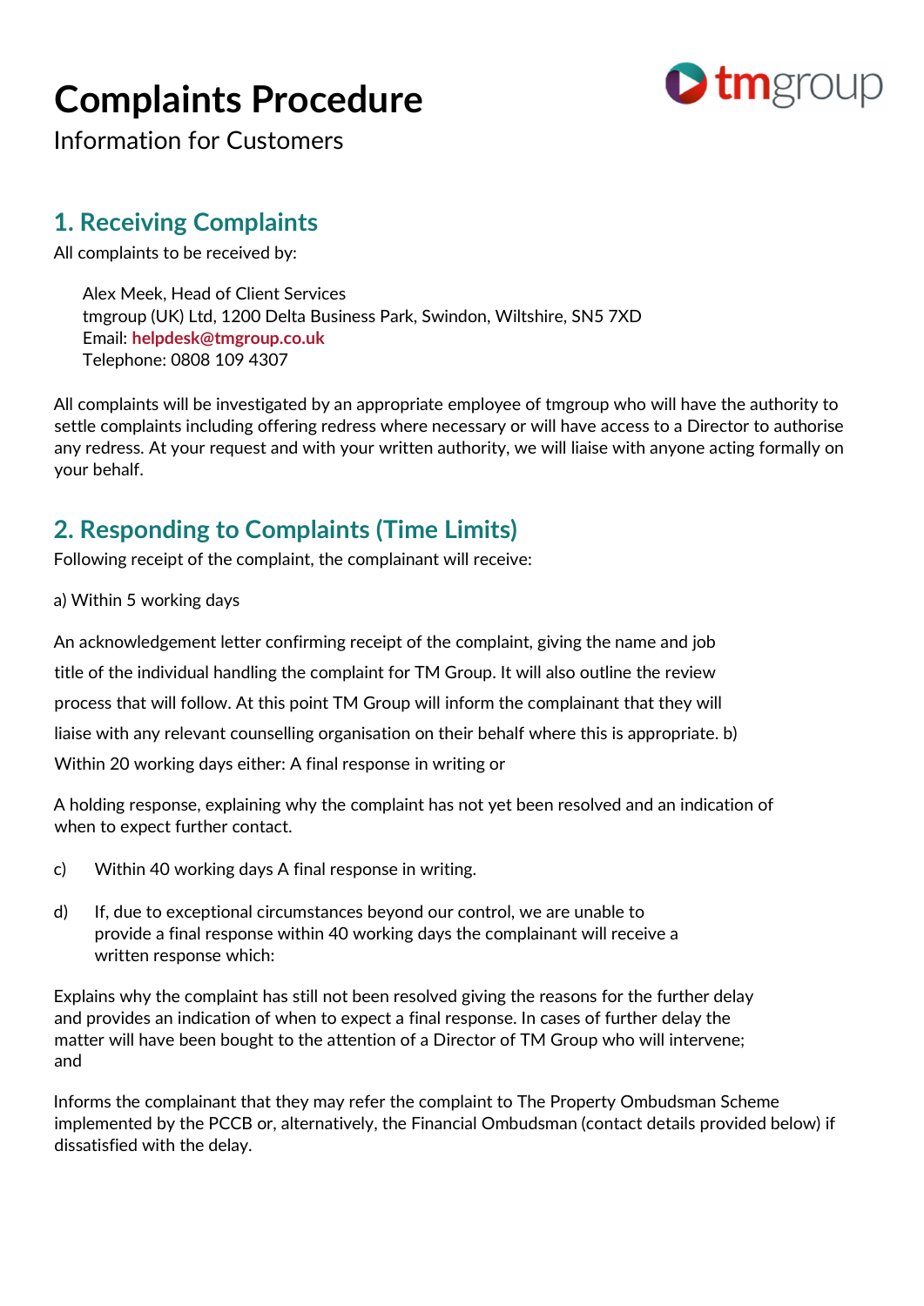# Complaints Procedure

Information for Customers

## 1. Receiving Complaints

All complaints to be received by:

Alex Meek, Head of Client Services
tmgroup (UK) Ltd, 1200 Delta Business Park, Swindon, Wiltshire, SN5 7XD
Email: **helpdesk@tmgroup.co.uk**
Telephone: 0808 109 4307

All complaints will be investigated by an appropriate employee of tmgroup who will have the authority to settle complaints including offering redress where necessary or will have access to a Director to authorise any redress. At your request and with your written authority, we will liaise with anyone acting formally on your behalf.

## 2. Responding to Complaints (Time Limits)

Following receipt of the complaint, the complainant will receive:

a) Within 5 working days

An acknowledgement letter confirming receipt of the complaint, giving the name and job title of the individual handling the complaint for TM Group. It will also outline the review process that will follow. At this point TM Group will inform the complainant that they will liaise with any relevant counselling organisation on their behalf where this is appropriate. b) Within 20 working days either: A final response in writing or

A holding response, explaining why the complaint has not yet been resolved and an indication of when to expect further contact.

c) Within 40 working days A final response in writing.

d) If, due to exceptional circumstances beyond our control, we are unable to provide a final response within 40 working days the complainant will receive a written response which:

Explains why the complaint has still not been resolved giving the reasons for the further delay and provides an indication of when to expect a final response. In cases of further delay the matter will have been bought to the attention of a Director of TM Group who will intervene; and

Informs the complainant that they may refer the complaint to The Property Ombudsman Scheme implemented by the PCCB or, alternatively, the Financial Ombudsman (contact details provided below) if dissatisfied with the delay.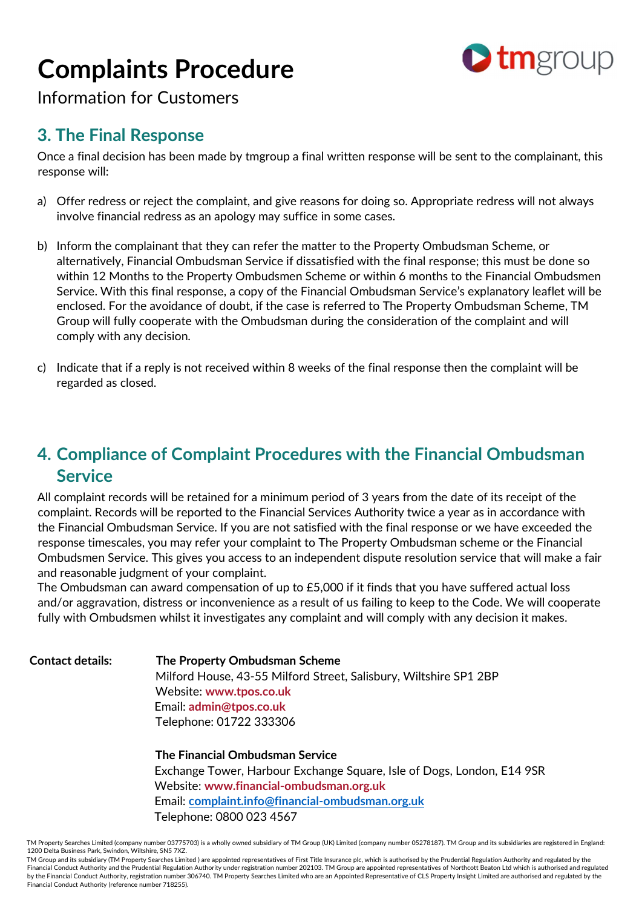# Complaints Procedure

Information for Customers

## 3. The Final Response

Once a final decision has been made by tmgroup a final written response will be sent to the complainant, this response will:

a) Offer redress or reject the complaint, and give reasons for doing so. Appropriate redress will not always involve financial redress as an apology may suffice in some cases.

b) Inform the complainant that they can refer the matter to the Property Ombudsman Scheme, or alternatively, Financial Ombudsman Service if dissatisfied with the final response; this must be done so within 12 Months to the Property Ombudsmen Scheme or within 6 months to the Financial Ombudsmen Service. With this final response, a copy of the Financial Ombudsman Service's explanatory leaflet will be enclosed. For the avoidance of doubt, if the case is referred to The Property Ombudsman Scheme, TM Group will fully cooperate with the Ombudsman during the consideration of the complaint and will comply with any decision.

c) Indicate that if a reply is not received within 8 weeks of the final response then the complaint will be regarded as closed.

## 4. Compliance of Complaint Procedures with the Financial Ombudsman Service

All complaint records will be retained for a minimum period of 3 years from the date of its receipt of the complaint. Records will be reported to the Financial Services Authority twice a year as in accordance with the Financial Ombudsman Service. If you are not satisfied with the final response or we have exceeded the response timescales, you may refer your complaint to The Property Ombudsman scheme or the Financial Ombudsmen Service. This gives you access to an independent dispute resolution service that will make a fair and reasonable judgment of your complaint.

The Ombudsman can award compensation of up to £5,000 if it finds that you have suffered actual loss and/or aggravation, distress or inconvenience as a result of us failing to keep to the Code. We will cooperate fully with Ombudsmen whilst it investigates any complaint and will comply with any decision it makes.

**Contact details:**

**The Property Ombudsman Scheme**
Milford House, 43-55 Milford Street, Salisbury, Wiltshire SP1 2BP
Website: **www.tpos.co.uk**
Email: **admin@tpos.co.uk**
Telephone: 01722 333306

**The Financial Ombudsman Service**
Exchange Tower, Harbour Exchange Square, Isle of Dogs, London, E14 9SR
Website: **www.financial-ombudsman.org.uk**
Email: **complaint.info@financial-ombudsman.org.uk**
Telephone: 0800 023 4567

TM Property Searches Limited (company number 03775703) is a wholly owned subsidiary of TM Group (UK) Limited (company number 05278187). TM Group and its subsidiaries are registered in England: 1200 Delta Business Park, Swindon, Wiltshire, SN5 7XZ.
TM Group and its subsidiary (TM Property Searches Limited ) are appointed representatives of First Title Insurance plc, which is authorised by the Prudential Regulation Authority and regulated by the Financial Conduct Authority and the Prudential Regulation Authority under registration number 202103. TM Group are appointed representatives of Northcott Beaton Ltd which is authorised and regulated by the Financial Conduct Authority, registration number 306740. TM Property Searches Limited who are an Appointed Representative of CLS Property Insight Limited are authorised and regulated by the Financial Conduct Authority (reference number 718255).